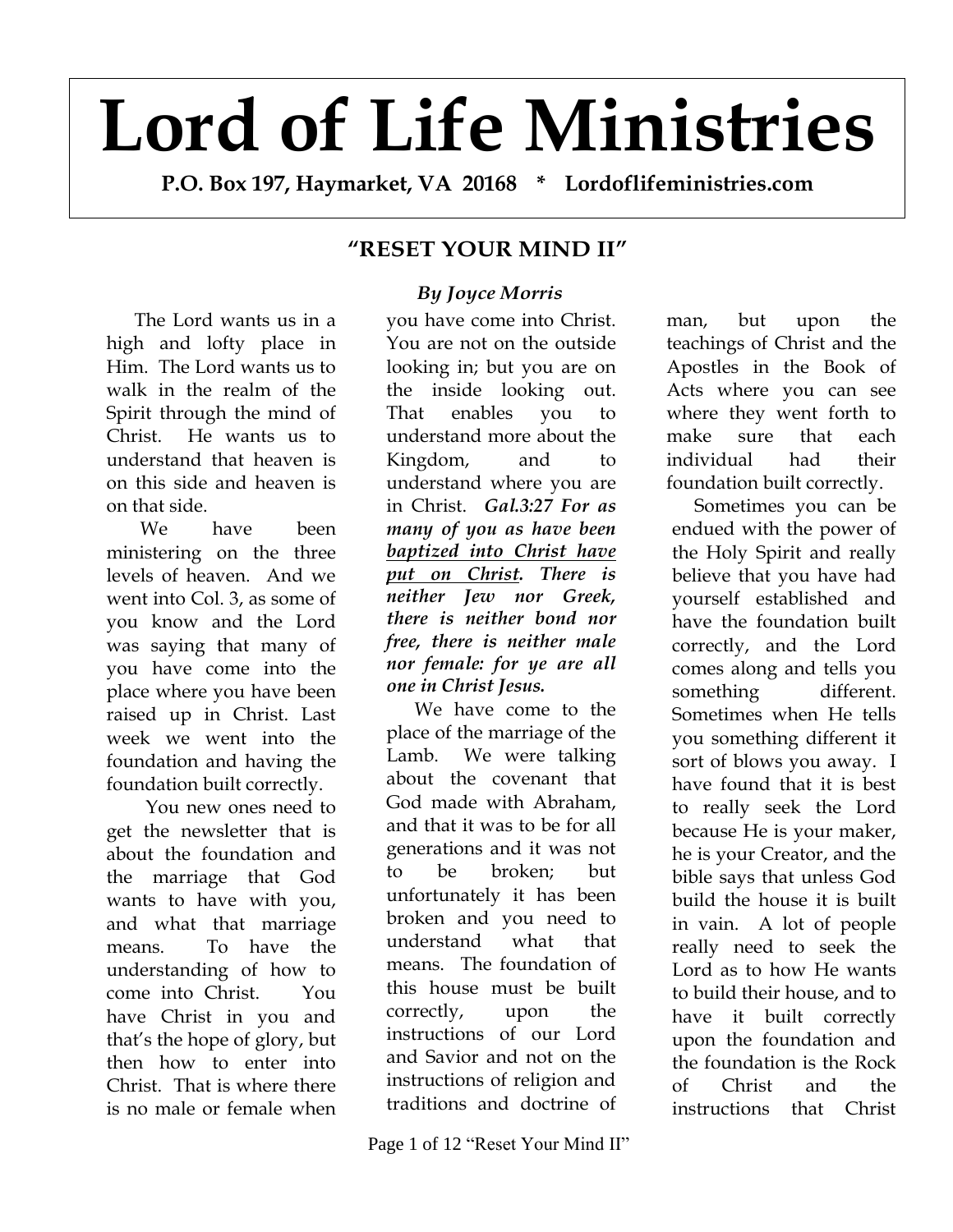# Lord of Life Ministries

**P.O. Box 197, Haymarket, VA 20168 * Lordoflifeministries.com**

## "RESET YOUR MIND II"

***By Joyce Morris***

The Lord wants us in a high and lofty place in Him. The Lord wants us to walk in the realm of the Spirit through the mind of Christ. He wants us to understand that heaven is on this side and heaven is on that side.

We have been ministering on the three levels of heaven. And we went into Col. 3, as some of you know and the Lord was saying that many of you have come into the place where you have been raised up in Christ. Last week we went into the foundation and having the foundation built correctly.

You new ones need to get the newsletter that is about the foundation and the marriage that God wants to have with you, and what that marriage means. To have the understanding of how to come into Christ. You have Christ in you and that's the hope of glory, but then how to enter into Christ. That is where there is no male or female when you have come into Christ. You are not on the outside looking in; but you are on the inside looking out. That enables you to understand more about the Kingdom, and to understand where you are in Christ. ***Gal.3:27 For as many of you as have been <u>baptized into Christ have put on Christ</u>. There is neither Jew nor Greek, there is neither bond nor free, there is neither male nor female: for ye are all one in Christ Jesus.***

We have come to the place of the marriage of the Lamb. We were talking about the covenant that God made with Abraham, and that it was to be for all generations and it was not to be broken; but unfortunately it has been broken and you need to understand what that means. The foundation of this house must be built correctly, upon the instructions of our Lord and Savior and not on the instructions of religion and traditions and doctrine of man, but upon the teachings of Christ and the Apostles in the Book of Acts where you can see where they went forth to make sure that each individual had their foundation built correctly.

Sometimes you can be endued with the power of the Holy Spirit and really believe that you have had yourself established and have the foundation built correctly, and the Lord comes along and tells you something different. Sometimes when He tells you something different it sort of blows you away. I have found that it is best to really seek the Lord because He is your maker, he is your Creator, and the bible says that unless God build the house it is built in vain. A lot of people really need to seek the Lord as to how He wants to build their house, and to have it built correctly upon the foundation and the foundation is the Rock of Christ and the instructions that Christ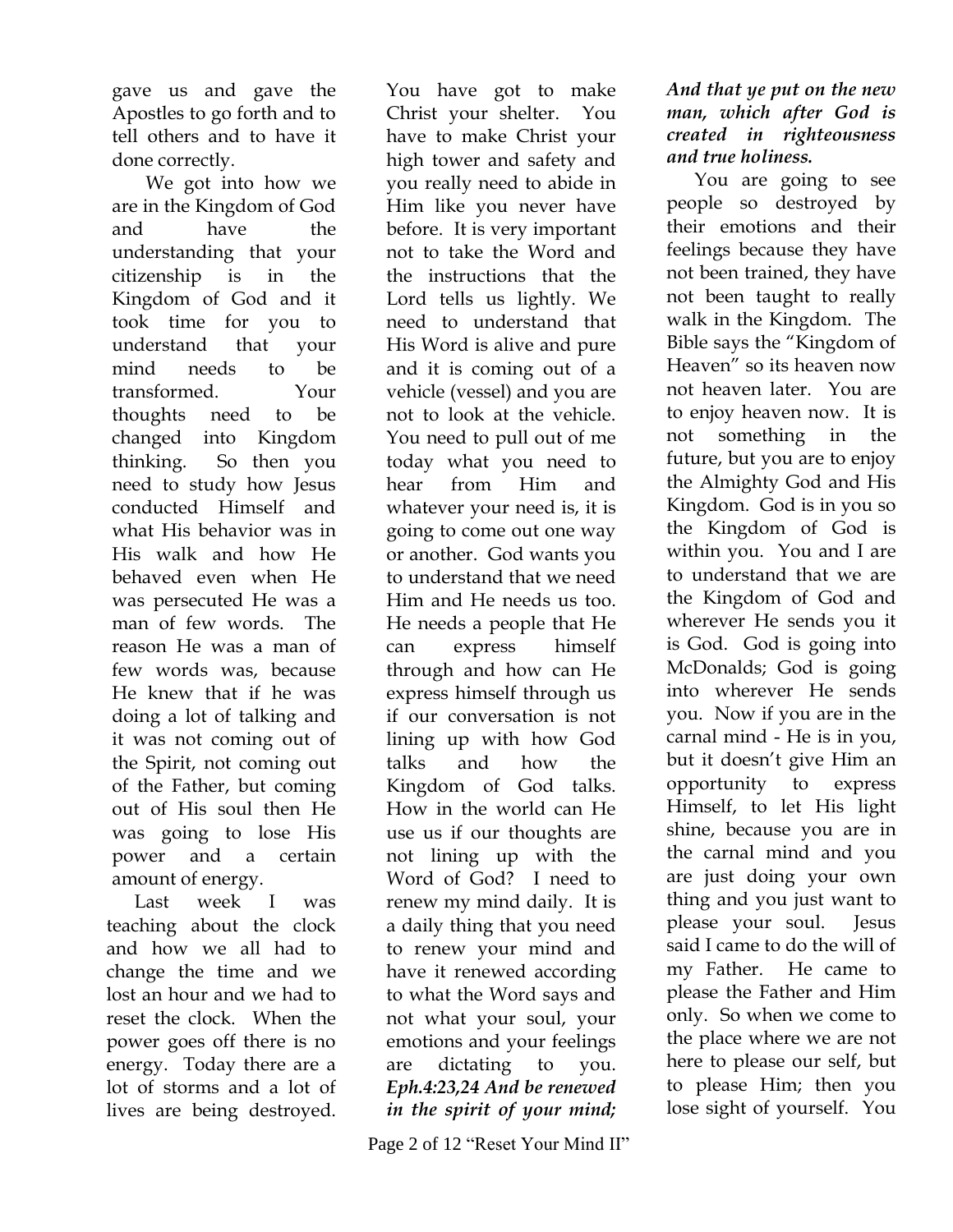gave us and gave the Apostles to go forth and to tell others and to have it done correctly.

We got into how we are in the Kingdom of God and have the understanding that your citizenship is in the Kingdom of God and it took time for you to understand that your mind needs to be transformed. Your thoughts need to be changed into Kingdom thinking. So then you need to study how Jesus conducted Himself and what His behavior was in His walk and how He behaved even when He was persecuted He was a man of few words. The reason He was a man of few words was, because He knew that if he was doing a lot of talking and it was not coming out of the Spirit, not coming out of the Father, but coming out of His soul then He was going to lose His power and a certain amount of energy.

Last week I was teaching about the clock and how we all had to change the time and we lost an hour and we had to reset the clock. When the power goes off there is no energy. Today there are a lot of storms and a lot of lives are being destroyed. You have got to make Christ your shelter. You have to make Christ your high tower and safety and you really need to abide in Him like you never have before. It is very important not to take the Word and the instructions that the Lord tells us lightly. We need to understand that His Word is alive and pure and it is coming out of a vehicle (vessel) and you are not to look at the vehicle. You need to pull out of me today what you need to hear from Him and whatever your need is, it is going to come out one way or another. God wants you to understand that we need Him and He needs us too. He needs a people that He can express himself through and how can He express himself through us if our conversation is not lining up with how God talks and how the Kingdom of God talks. How in the world can He use us if our thoughts are not lining up with the Word of God? I need to renew my mind daily. It is a daily thing that you need to renew your mind and have it renewed according to what the Word says and not what your soul, your emotions and your feelings are dictating to you. ***Eph.4:23,24 And be renewed in the spirit of your mind; And that ye put on the new man, which after God is created in righteousness and true holiness.***

You are going to see people so destroyed by their emotions and their feelings because they have not been trained, they have not been taught to really walk in the Kingdom. The Bible says the "Kingdom of Heaven" so its heaven now not heaven later. You are to enjoy heaven now. It is not something in the future, but you are to enjoy the Almighty God and His Kingdom. God is in you so the Kingdom of God is within you. You and I are to understand that we are the Kingdom of God and wherever He sends you it is God. God is going into McDonalds; God is going into wherever He sends you. Now if you are in the carnal mind - He is in you, but it doesn't give Him an opportunity to express Himself, to let His light shine, because you are in the carnal mind and you are just doing your own thing and you just want to please your soul. Jesus said I came to do the will of my Father. He came to please the Father and Him only. So when we come to the place where we are not here to please our self, but to please Him; then you lose sight of yourself. You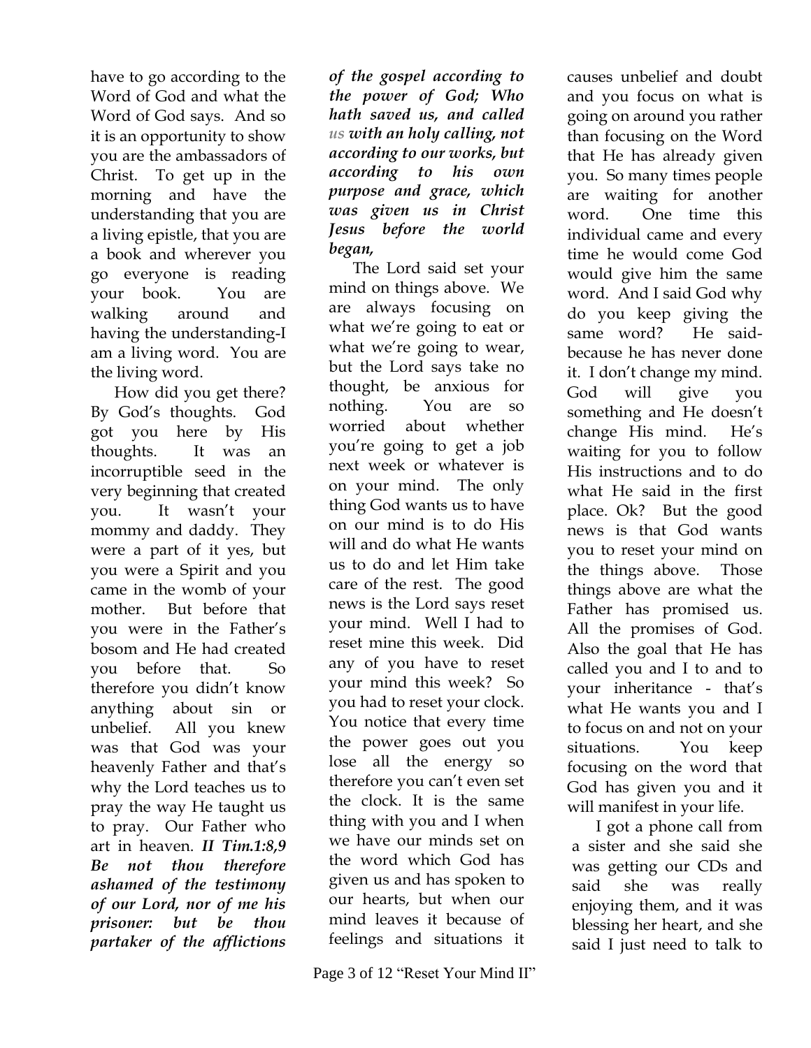have to go according to the Word of God and what the Word of God says. And so it is an opportunity to show you are the ambassadors of Christ. To get up in the morning and have the understanding that you are a living epistle, that you are a book and wherever you go everyone is reading your book. You are walking around and having the understanding-I am a living word. You are the living word.

How did you get there? By God's thoughts. God got you here by His thoughts. It was an incorruptible seed in the very beginning that created you. It wasn't your mommy and daddy. They were a part of it yes, but you were a Spirit and you came in the womb of your mother. But before that you were in the Father's bosom and He had created you before that. So therefore you didn't know anything about sin or unbelief. All you knew was that God was your heavenly Father and that's why the Lord teaches us to pray the way He taught us to pray. Our Father who art in heaven. ***II Tim.1:8,9 Be not thou therefore ashamed of the testimony of our Lord, nor of me his prisoner: but be thou partaker of the afflictions of the gospel according to the power of God; Who hath saved us, and called us with an holy calling, not according to our works, but according to his own purpose and grace, which was given us in Christ Jesus before the world began,***

The Lord said set your mind on things above. We are always focusing on what we're going to eat or what we're going to wear, but the Lord says take no thought, be anxious for nothing. You are so worried about whether you're going to get a job next week or whatever is on your mind. The only thing God wants us to have on our mind is to do His will and do what He wants us to do and let Him take care of the rest. The good news is the Lord says reset your mind. Well I had to reset mine this week. Did any of you have to reset your mind this week? So you had to reset your clock. You notice that every time the power goes out you lose all the energy so therefore you can't even set the clock. It is the same thing with you and I when we have our minds set on the word which God has given us and has spoken to our hearts, but when our mind leaves it because of feelings and situations it causes unbelief and doubt and you focus on what is going on around you rather than focusing on the Word that He has already given you. So many times people are waiting for another word. One time this individual came and every time he would come God would give him the same word. And I said God why do you keep giving the same word? He said-because he has never done it. I don't change my mind. God will give you something and He doesn't change His mind. He's waiting for you to follow His instructions and to do what He said in the first place. Ok? But the good news is that God wants you to reset your mind on the things above. Those things above are what the Father has promised us. All the promises of God. Also the goal that He has called you and I to and to your inheritance - that's what He wants you and I to focus on and not on your situations. You keep focusing on the word that God has given you and it will manifest in your life.

I got a phone call from a sister and she said she was getting our CDs and said she was really enjoying them, and it was blessing her heart, and she said I just need to talk to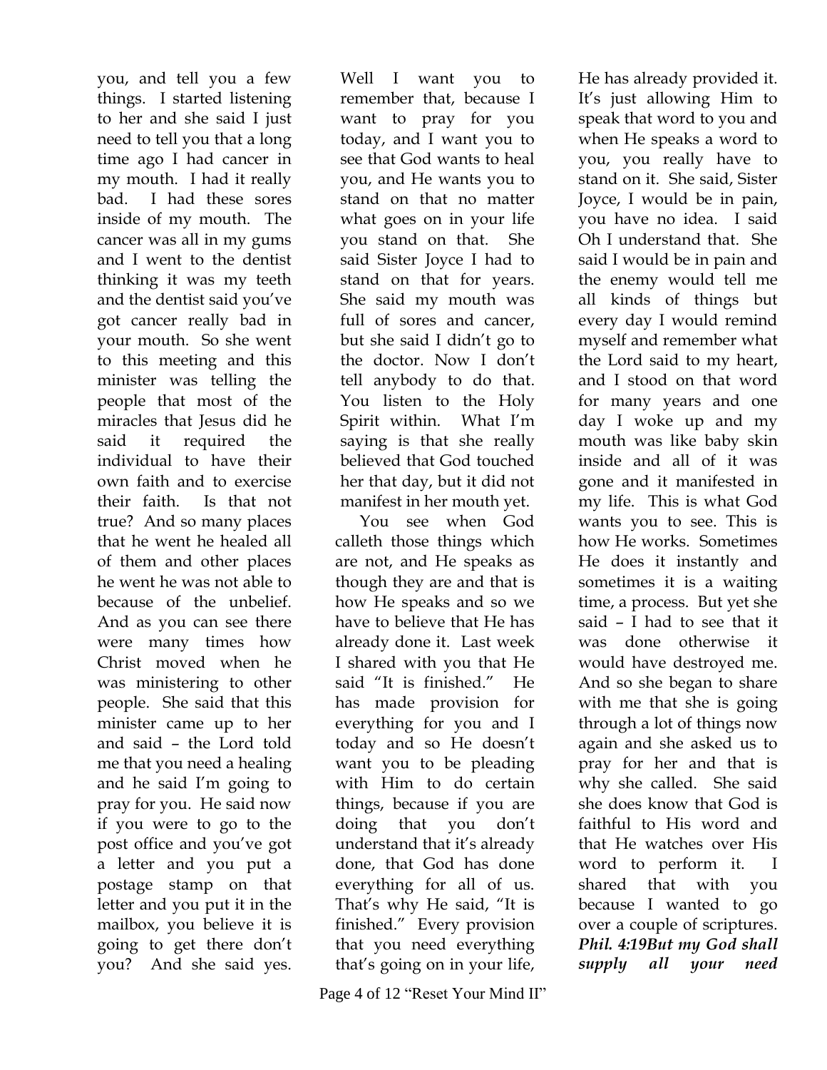you, and tell you a few things. I started listening to her and she said I just need to tell you that a long time ago I had cancer in my mouth. I had it really bad. I had these sores inside of my mouth. The cancer was all in my gums and I went to the dentist thinking it was my teeth and the dentist said you've got cancer really bad in your mouth. So she went to this meeting and this minister was telling the people that most of the miracles that Jesus did he said it required the individual to have their own faith and to exercise their faith. Is that not true? And so many places that he went he healed all of them and other places he went he was not able to because of the unbelief. And as you can see there were many times how Christ moved when he was ministering to other people. She said that this minister came up to her and said – the Lord told me that you need a healing and he said I'm going to pray for you. He said now if you were to go to the post office and you've got a letter and you put a postage stamp on that letter and you put it in the mailbox, you believe it is going to get there don't you? And she said yes. Well I want you to remember that, because I want to pray for you today, and I want you to see that God wants to heal you, and He wants you to stand on that no matter what goes on in your life you stand on that. She said Sister Joyce I had to stand on that for years. She said my mouth was full of sores and cancer, but she said I didn't go to the doctor. Now I don't tell anybody to do that. You listen to the Holy Spirit within. What I'm saying is that she really believed that God touched her that day, but it did not manifest in her mouth yet.

You see when God calleth those things which are not, and He speaks as though they are and that is how He speaks and so we have to believe that He has already done it. Last week I shared with you that He said "It is finished." He has made provision for everything for you and I today and so He doesn't want you to be pleading with Him to do certain things, because if you are doing that you don't understand that it's already done, that God has done everything for all of us. That's why He said, "It is finished." Every provision that you need everything that's going on in your life, He has already provided it. It's just allowing Him to speak that word to you and when He speaks a word to you, you really have to stand on it. She said, Sister Joyce, I would be in pain, you have no idea. I said Oh I understand that. She said I would be in pain and the enemy would tell me all kinds of things but every day I would remind myself and remember what the Lord said to my heart, and I stood on that word for many years and one day I woke up and my mouth was like baby skin inside and all of it was gone and it manifested in my life. This is what God wants you to see. This is how He works. Sometimes He does it instantly and sometimes it is a waiting time, a process. But yet she said – I had to see that it was done otherwise it would have destroyed me. And so she began to share with me that she is going through a lot of things now again and she asked us to pray for her and that is why she called. She said she does know that God is faithful to His word and that He watches over His word to perform it. I shared that with you because I wanted to go over a couple of scriptures. ***Phil. 4:19But my God shall supply all your need***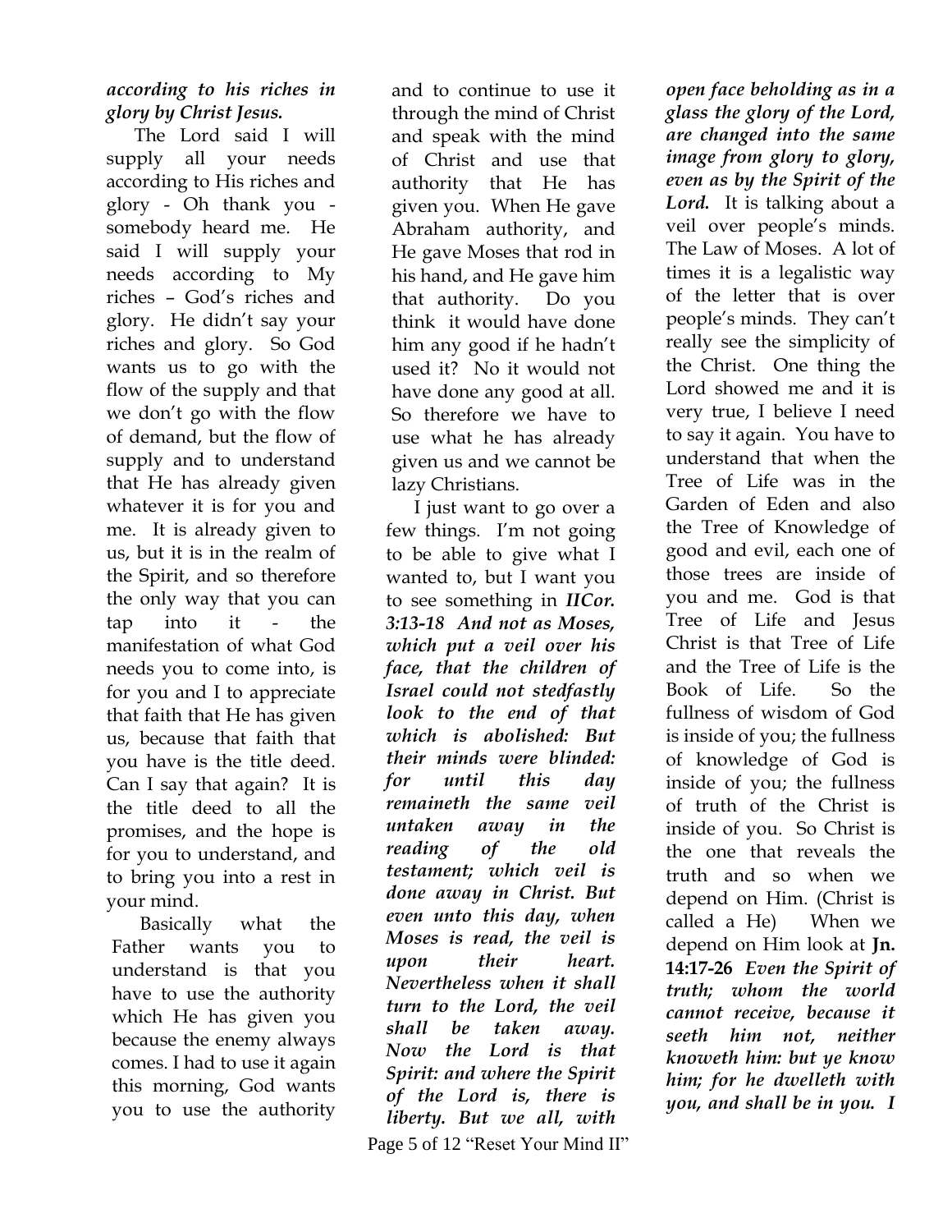***according to his riches in glory by Christ Jesus.***

The Lord said I will supply all your needs according to His riches and glory - Oh thank you - somebody heard me. He said I will supply your needs according to My riches – God's riches and glory. He didn't say your riches and glory. So God wants us to go with the flow of the supply and that we don't go with the flow of demand, but the flow of supply and to understand that He has already given whatever it is for you and me. It is already given to us, but it is in the realm of the Spirit, and so therefore the only way that you can tap into it - the manifestation of what God needs you to come into, is for you and I to appreciate that faith that He has given us, because that faith that you have is the title deed. Can I say that again? It is the title deed to all the promises, and the hope is for you to understand, and to bring you into a rest in your mind.

Basically what the Father wants you to understand is that you have to use the authority which He has given you because the enemy always comes. I had to use it again this morning, God wants you to use the authority and to continue to use it through the mind of Christ and speak with the mind of Christ and use that authority that He has given you. When He gave Abraham authority, and He gave Moses that rod in his hand, and He gave him that authority. Do you think it would have done him any good if he hadn't used it? No it would not have done any good at all. So therefore we have to use what he has already given us and we cannot be lazy Christians.

I just want to go over a few things. I'm not going to be able to give what I wanted to, but I want you to see something in ***IICor. 3:13-18 And not as Moses, which put a veil over his face, that the children of Israel could not stedfastly look to the end of that which is abolished: But their minds were blinded: for until this day remaineth the same veil untaken away in the reading of the old testament; which veil is done away in Christ. But even unto this day, when Moses is read, the veil is upon their heart. Nevertheless when it shall turn to the Lord, the veil shall be taken away. Now the Lord is that Spirit: and where the Spirit of the Lord is, there is liberty. But we all, with open face beholding as in a glass the glory of the Lord, are changed into the same image from glory to glory, even as by the Spirit of the Lord.*** It is talking about a veil over people's minds. The Law of Moses. A lot of times it is a legalistic way of the letter that is over people's minds. They can't really see the simplicity of the Christ. One thing the Lord showed me and it is very true, I believe I need to say it again. You have to understand that when the Tree of Life was in the Garden of Eden and also the Tree of Knowledge of good and evil, each one of those trees are inside of you and me. God is that Tree of Life and Jesus Christ is that Tree of Life and the Tree of Life is the Book of Life. So the fullness of wisdom of God is inside of you; the fullness of knowledge of God is inside of you; the fullness of truth of the Christ is inside of you. So Christ is the one that reveals the truth and so when we depend on Him. (Christ is called a He) When we depend on Him look at **Jn. 14:17-26** ***Even the Spirit of truth; whom the world cannot receive, because it seeth him not, neither knoweth him: but ye know him; for he dwelleth with you, and shall be in you. I***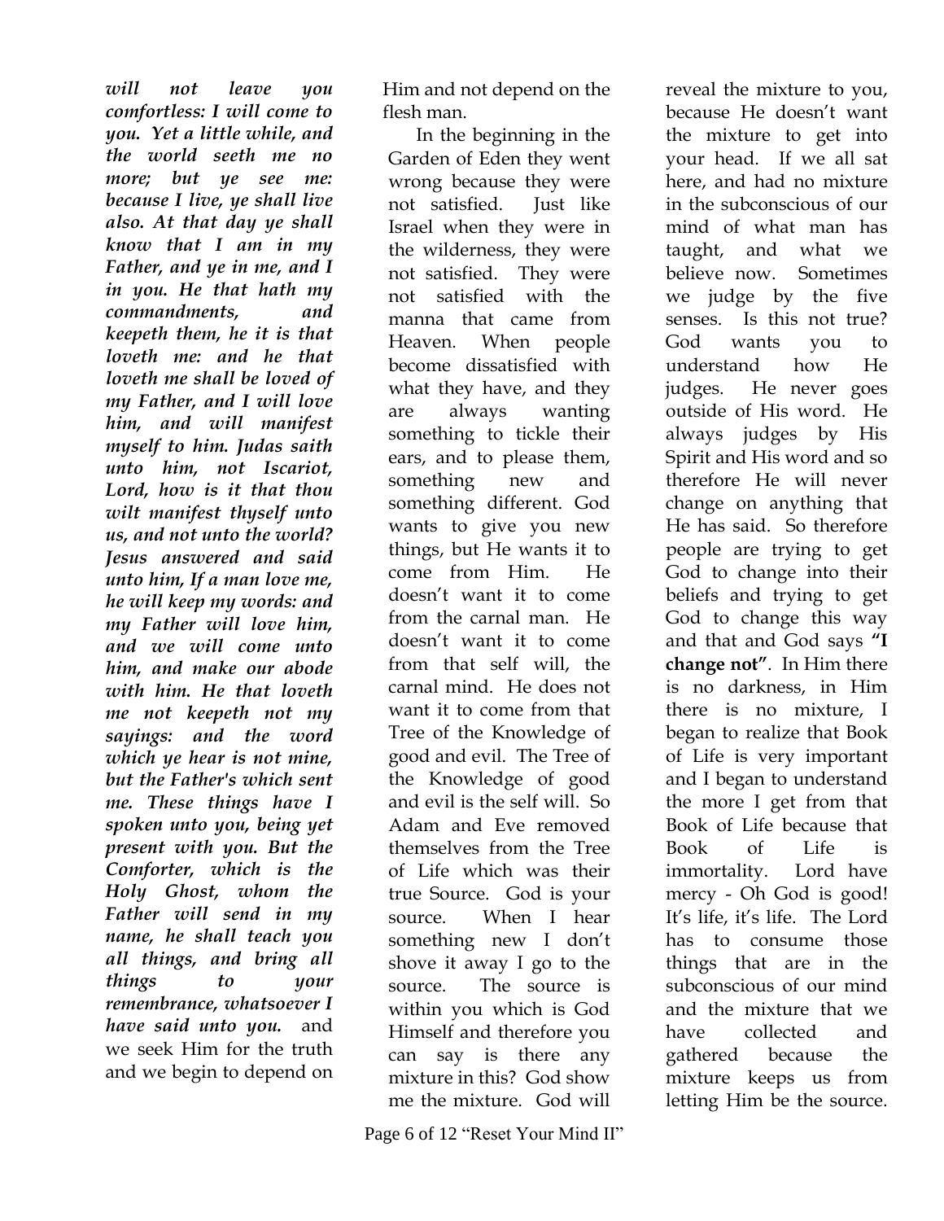***will not leave you comfortless: I will come to you. Yet a little while, and the world seeth me no more; but ye see me: because I live, ye shall live also. At that day ye shall know that I am in my Father, and ye in me, and I in you. He that hath my commandments, and keepeth them, he it is that loveth me: and he that loveth me shall be loved of my Father, and I will love him, and will manifest myself to him. Judas saith unto him, not Iscariot, Lord, how is it that thou wilt manifest thyself unto us, and not unto the world? Jesus answered and said unto him, If a man love me, he will keep my words: and my Father will love him, and we will come unto him, and make our abode with him. He that loveth me not keepeth not my sayings: and the word which ye hear is not mine, but the Father's which sent me. These things have I spoken unto you, being yet present with you. But the Comforter, which is the Holy Ghost, whom the Father will send in my name, he shall teach you all things, and bring all things to your remembrance, whatsoever I have said unto you.*** and we seek Him for the truth and we begin to depend on Him and not depend on the flesh man.

In the beginning in the Garden of Eden they went wrong because they were not satisfied. Just like Israel when they were in the wilderness, they were not satisfied. They were not satisfied with the manna that came from Heaven. When people become dissatisfied with what they have, and they are always wanting something to tickle their ears, and to please them, something new and something different. God wants to give you new things, but He wants it to come from Him. He doesn't want it to come from the carnal man. He doesn't want it to come from that self will, the carnal mind. He does not want it to come from that Tree of the Knowledge of good and evil. The Tree of the Knowledge of good and evil is the self will. So Adam and Eve removed themselves from the Tree of Life which was their true Source. God is your source. When I hear something new I don't shove it away I go to the source. The source is within you which is God Himself and therefore you can say is there any mixture in this? God show me the mixture. God will reveal the mixture to you, because He doesn't want the mixture to get into your head. If we all sat here, and had no mixture in the subconscious of our mind of what man has taught, and what we believe now. Sometimes we judge by the five senses. Is this not true? God wants you to understand how He judges. He never goes outside of His word. He always judges by His Spirit and His word and so therefore He will never change on anything that He has said. So therefore people are trying to get God to change into their beliefs and trying to get God to change this way and that and God says **"I change not"**. In Him there is no darkness, in Him there is no mixture, I began to realize that Book of Life is very important and I began to understand the more I get from that Book of Life because that Book of Life is immortality. Lord have mercy - Oh God is good! It's life, it's life. The Lord has to consume those things that are in the subconscious of our mind and the mixture that we have collected and gathered because the mixture keeps us from letting Him be the source.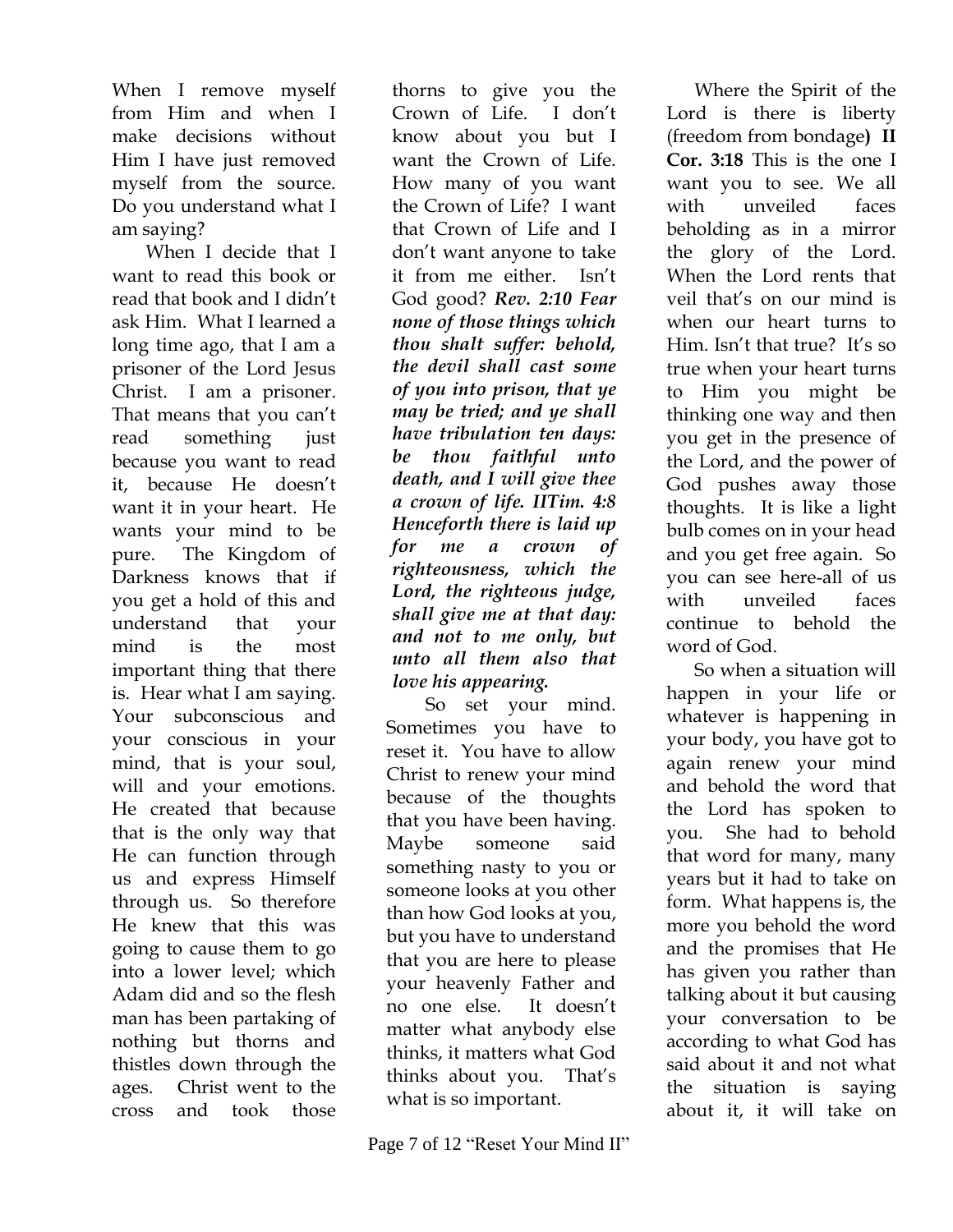When I remove myself from Him and when I make decisions without Him I have just removed myself from the source. Do you understand what I am saying?

When I decide that I want to read this book or read that book and I didn't ask Him. What I learned a long time ago, that I am a prisoner of the Lord Jesus Christ. I am a prisoner. That means that you can't read something just because you want to read it, because He doesn't want it in your heart. He wants your mind to be pure. The Kingdom of Darkness knows that if you get a hold of this and understand that your mind is the most important thing that there is. Hear what I am saying. Your subconscious and your conscious in your mind, that is your soul, will and your emotions. He created that because that is the only way that He can function through us and express Himself through us. So therefore He knew that this was going to cause them to go into a lower level; which Adam did and so the flesh man has been partaking of nothing but thorns and thistles down through the ages. Christ went to the cross and took those thorns to give you the Crown of Life. I don't know about you but I want the Crown of Life. How many of you want the Crown of Life? I want that Crown of Life and I don't want anyone to take it from me either. Isn't God good? ***Rev. 2:10 Fear none of those things which thou shalt suffer: behold, the devil shall cast some of you into prison, that ye may be tried; and ye shall have tribulation ten days: be thou faithful unto death, and I will give thee a crown of life. IITim. 4:8 Henceforth there is laid up for me a crown of righteousness, which the Lord, the righteous judge, shall give me at that day: and not to me only, but unto all them also that love his appearing.***

So set your mind. Sometimes you have to reset it. You have to allow Christ to renew your mind because of the thoughts that you have been having. Maybe someone said something nasty to you or someone looks at you other than how God looks at you, but you have to understand that you are here to please your heavenly Father and no one else. It doesn't matter what anybody else thinks, it matters what God thinks about you. That's what is so important.

Where the Spirit of the Lord is there is liberty (freedom from bondage**) II Cor. 3:18** This is the one I want you to see. We all with unveiled faces beholding as in a mirror the glory of the Lord. When the Lord rents that veil that's on our mind is when our heart turns to Him. Isn't that true? It's so true when your heart turns to Him you might be thinking one way and then you get in the presence of the Lord, and the power of God pushes away those thoughts. It is like a light bulb comes on in your head and you get free again. So you can see here-all of us with unveiled faces continue to behold the word of God.

So when a situation will happen in your life or whatever is happening in your body, you have got to again renew your mind and behold the word that the Lord has spoken to you. She had to behold that word for many, many years but it had to take on form. What happens is, the more you behold the word and the promises that He has given you rather than talking about it but causing your conversation to be according to what God has said about it and not what the situation is saying about it, it will take on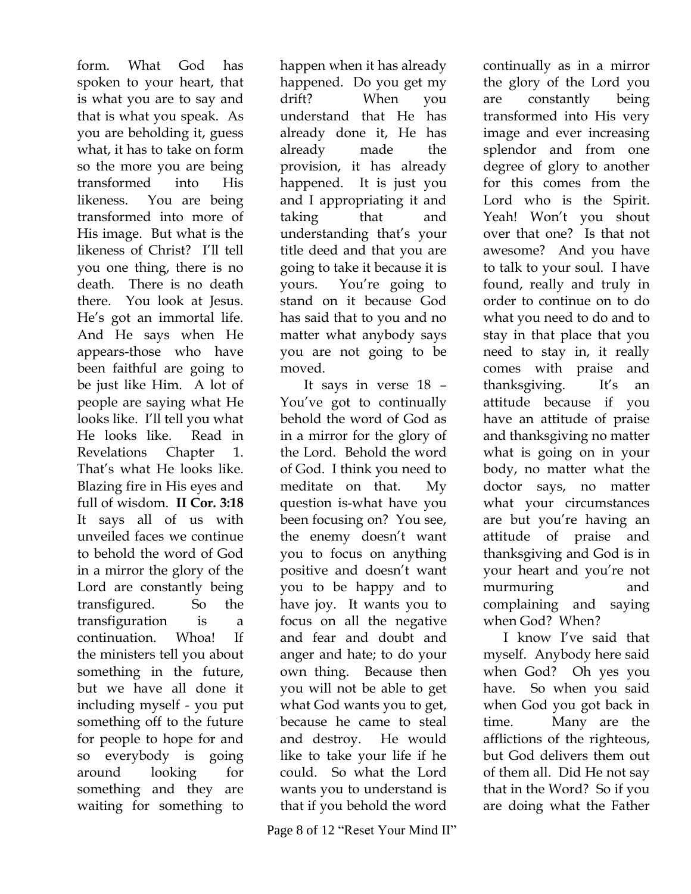form. What God has spoken to your heart, that is what you are to say and that is what you speak. As you are beholding it, guess what, it has to take on form so the more you are being transformed into His likeness. You are being transformed into more of His image. But what is the likeness of Christ? I'll tell you one thing, there is no death. There is no death there. You look at Jesus. He's got an immortal life. And He says when He appears-those who have been faithful are going to be just like Him. A lot of people are saying what He looks like. I'll tell you what He looks like. Read in Revelations Chapter 1. That's what He looks like. Blazing fire in His eyes and full of wisdom. **II Cor. 3:18** It says all of us with unveiled faces we continue to behold the word of God in a mirror the glory of the Lord are constantly being transfigured. So the transfiguration is a continuation. Whoa! If the ministers tell you about something in the future, but we have all done it including myself - you put something off to the future for people to hope for and so everybody is going around looking for something and they are waiting for something to happen when it has already happened. Do you get my drift? When you understand that He has already done it, He has already made the provision, it has already happened. It is just you and I appropriating it and taking that and understanding that's your title deed and that you are going to take it because it is yours. You're going to stand on it because God has said that to you and no matter what anybody says you are not going to be moved.

It says in verse 18 – You've got to continually behold the word of God as in a mirror for the glory of the Lord. Behold the word of God. I think you need to meditate on that. My question is-what have you been focusing on? You see, the enemy doesn't want you to focus on anything positive and doesn't want you to be happy and to have joy. It wants you to focus on all the negative and fear and doubt and anger and hate; to do your own thing. Because then you will not be able to get what God wants you to get, because he came to steal and destroy. He would like to take your life if he could. So what the Lord wants you to understand is that if you behold the word continually as in a mirror the glory of the Lord you are constantly being transformed into His very image and ever increasing splendor and from one degree of glory to another for this comes from the Lord who is the Spirit. Yeah! Won't you shout over that one? Is that not awesome? And you have to talk to your soul. I have found, really and truly in order to continue on to do what you need to do and to stay in that place that you need to stay in, it really comes with praise and thanksgiving. It's an attitude because if you have an attitude of praise and thanksgiving no matter what is going on in your body, no matter what the doctor says, no matter what your circumstances are but you're having an attitude of praise and thanksgiving and God is in your heart and you're not murmuring and complaining and saying when God? When?

I know I've said that myself. Anybody here said when God? Oh yes you have. So when you said when God you got back in time. Many are the afflictions of the righteous, but God delivers them out of them all. Did He not say that in the Word? So if you are doing what the Father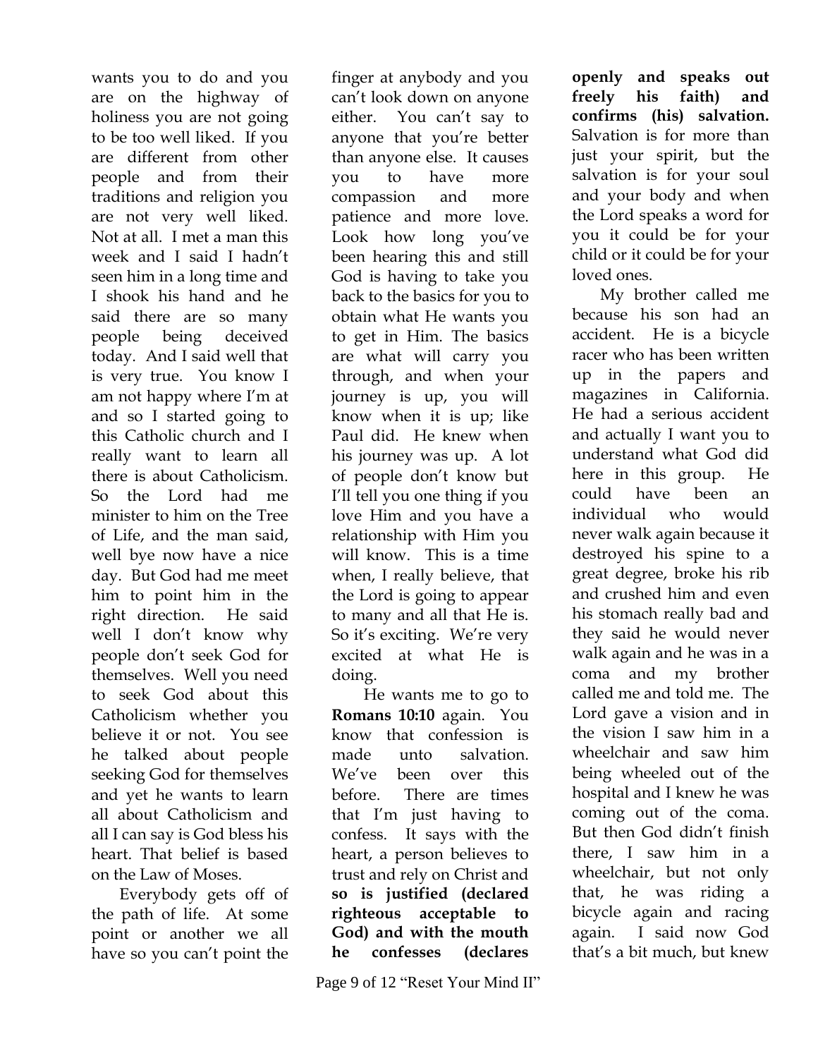wants you to do and you are on the highway of holiness you are not going to be too well liked. If you are different from other people and from their traditions and religion you are not very well liked. Not at all. I met a man this week and I said I hadn't seen him in a long time and I shook his hand and he said there are so many people being deceived today. And I said well that is very true. You know I am not happy where I'm at and so I started going to this Catholic church and I really want to learn all there is about Catholicism. So the Lord had me minister to him on the Tree of Life, and the man said, well bye now have a nice day. But God had me meet him to point him in the right direction. He said well I don't know why people don't seek God for themselves. Well you need to seek God about this Catholicism whether you believe it or not. You see he talked about people seeking God for themselves and yet he wants to learn all about Catholicism and all I can say is God bless his heart. That belief is based on the Law of Moses.

Everybody gets off of the path of life. At some point or another we all have so you can't point the finger at anybody and you can't look down on anyone either. You can't say to anyone that you're better than anyone else. It causes you to have more compassion and more patience and more love. Look how long you've been hearing this and still God is having to take you back to the basics for you to obtain what He wants you to get in Him. The basics are what will carry you through, and when your journey is up, you will know when it is up; like Paul did. He knew when his journey was up. A lot of people don't know but I'll tell you one thing if you love Him and you have a relationship with Him you will know. This is a time when, I really believe, that the Lord is going to appear to many and all that He is. So it's exciting. We're very excited at what He is doing.

He wants me to go to **Romans 10:10** again. You know that confession is made unto salvation. We've been over this before. There are times that I'm just having to confess. It says with the heart, a person believes to trust and rely on Christ and **so is justified (declared righteous acceptable to God) and with the mouth he confesses (declares openly and speaks out freely his faith) and confirms (his) salvation.** Salvation is for more than just your spirit, but the salvation is for your soul and your body and when the Lord speaks a word for you it could be for your child or it could be for your loved ones.

My brother called me because his son had an accident. He is a bicycle racer who has been written up in the papers and magazines in California. He had a serious accident and actually I want you to understand what God did here in this group. He could have been an individual who would never walk again because it destroyed his spine to a great degree, broke his rib and crushed him and even his stomach really bad and they said he would never walk again and he was in a coma and my brother called me and told me. The Lord gave a vision and in the vision I saw him in a wheelchair and saw him being wheeled out of the hospital and I knew he was coming out of the coma. But then God didn't finish there, I saw him in a wheelchair, but not only that, he was riding a bicycle again and racing again. I said now God that's a bit much, but knew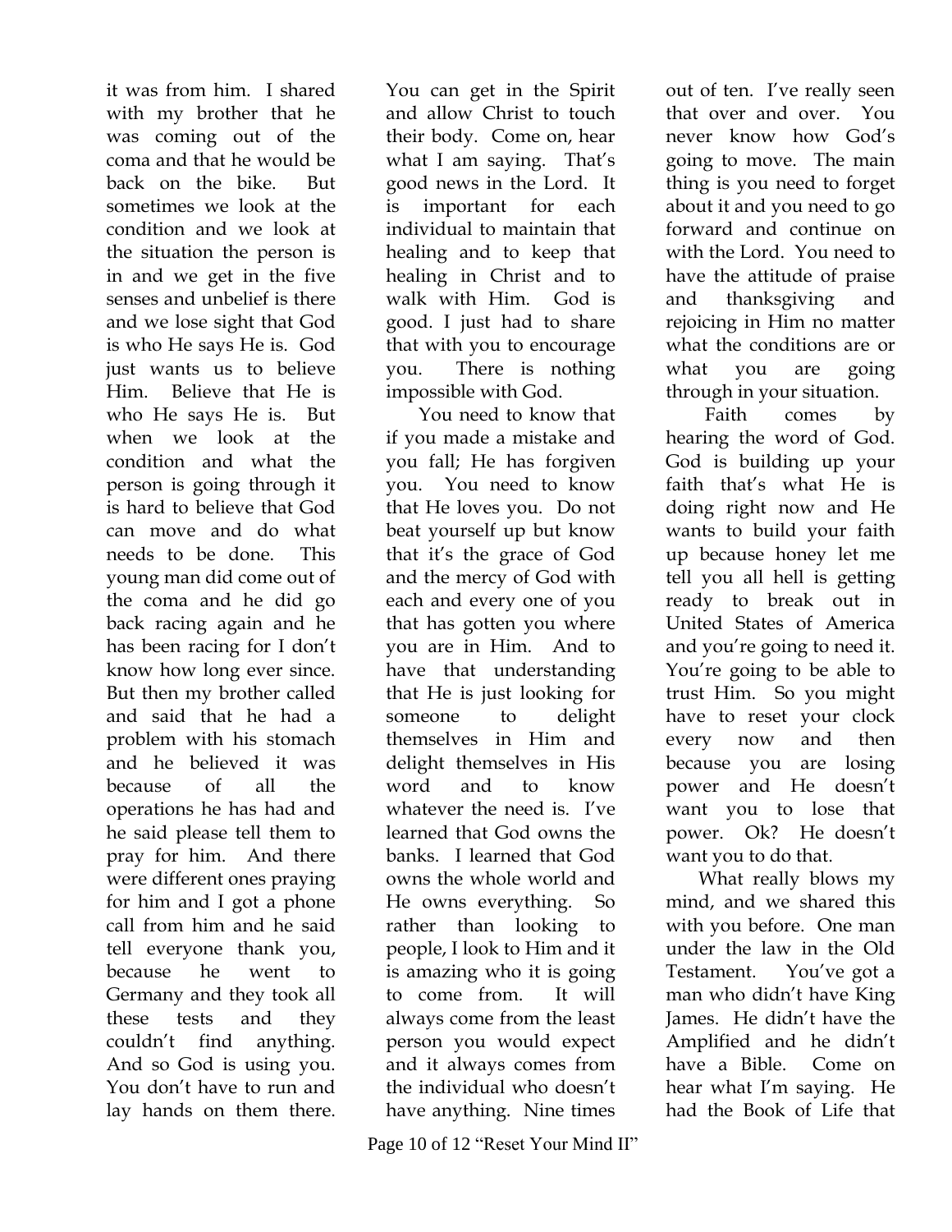it was from him. I shared with my brother that he was coming out of the coma and that he would be back on the bike. But sometimes we look at the condition and we look at the situation the person is in and we get in the five senses and unbelief is there and we lose sight that God is who He says He is. God just wants us to believe Him. Believe that He is who He says He is. But when we look at the condition and what the person is going through it is hard to believe that God can move and do what needs to be done. This young man did come out of the coma and he did go back racing again and he has been racing for I don't know how long ever since. But then my brother called and said that he had a problem with his stomach and he believed it was because of all the operations he has had and he said please tell them to pray for him. And there were different ones praying for him and I got a phone call from him and he said tell everyone thank you, because he went to Germany and they took all these tests and they couldn't find anything. And so God is using you. You don't have to run and lay hands on them there. You can get in the Spirit and allow Christ to touch their body. Come on, hear what I am saying. That's good news in the Lord. It is important for each individual to maintain that healing and to keep that healing in Christ and to walk with Him. God is good. I just had to share that with you to encourage you. There is nothing impossible with God.

You need to know that if you made a mistake and you fall; He has forgiven you. You need to know that He loves you. Do not beat yourself up but know that it's the grace of God and the mercy of God with each and every one of you that has gotten you where you are in Him. And to have that understanding that He is just looking for someone to delight themselves in Him and delight themselves in His word and to know whatever the need is. I've learned that God owns the banks. I learned that God owns the whole world and He owns everything. So rather than looking to people, I look to Him and it is amazing who it is going to come from. It will always come from the least person you would expect and it always comes from the individual who doesn't have anything. Nine times out of ten. I've really seen that over and over. You never know how God's going to move. The main thing is you need to forget about it and you need to go forward and continue on with the Lord. You need to have the attitude of praise and thanksgiving and rejoicing in Him no matter what the conditions are or what you are going through in your situation.

Faith comes by hearing the word of God. God is building up your faith that's what He is doing right now and He wants to build your faith up because honey let me tell you all hell is getting ready to break out in United States of America and you're going to need it. You're going to be able to trust Him. So you might have to reset your clock every now and then because you are losing power and He doesn't want you to lose that power. Ok? He doesn't want you to do that.

What really blows my mind, and we shared this with you before. One man under the law in the Old Testament. You've got a man who didn't have King James. He didn't have the Amplified and he didn't have a Bible. Come on hear what I'm saying. He had the Book of Life that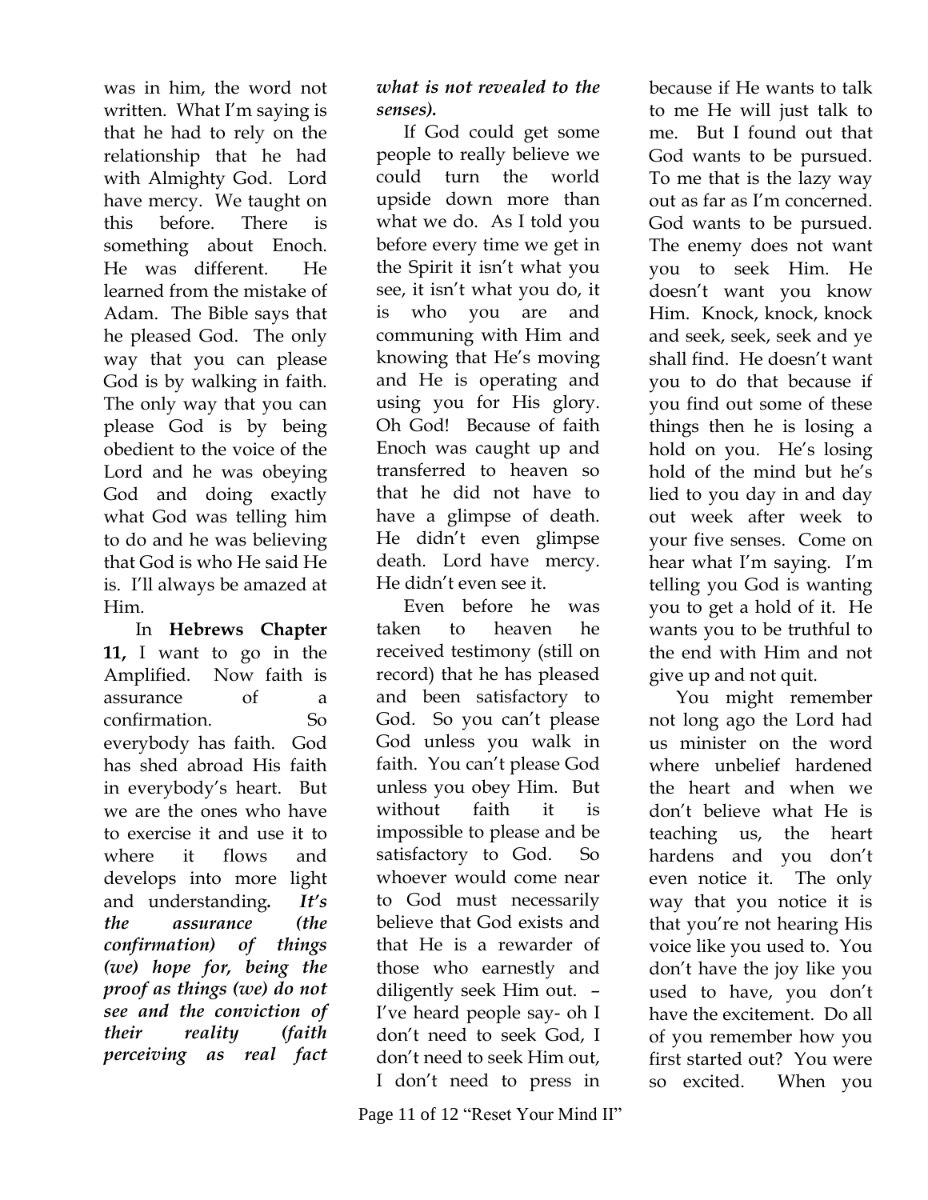was in him, the word not written. What I'm saying is that he had to rely on the relationship that he had with Almighty God. Lord have mercy. We taught on this before. There is something about Enoch. He was different. He learned from the mistake of Adam. The Bible says that he pleased God. The only way that you can please God is by walking in faith. The only way that you can please God is by being obedient to the voice of the Lord and he was obeying God and doing exactly what God was telling him to do and he was believing that God is who He said He is. I'll always be amazed at Him.

In **Hebrews Chapter 11,** I want to go in the Amplified. Now faith is assurance of a confirmation. So everybody has faith. God has shed abroad His faith in everybody's heart. But we are the ones who have to exercise it and use it to where it flows and develops into more light and understanding**.** ***It's the assurance (the confirmation) of things (we) hope for, being the proof as things (we) do not see and the conviction of their reality (faith perceiving as real fact what is not revealed to the senses).***

If God could get some people to really believe we could turn the world upside down more than what we do. As I told you before every time we get in the Spirit it isn't what you see, it isn't what you do, it is who you are and communing with Him and knowing that He's moving and He is operating and using you for His glory. Oh God! Because of faith Enoch was caught up and transferred to heaven so that he did not have to have a glimpse of death. He didn't even glimpse death. Lord have mercy. He didn't even see it.

Even before he was taken to heaven he received testimony (still on record) that he has pleased and been satisfactory to God. So you can't please God unless you walk in faith. You can't please God unless you obey Him. But without faith it is impossible to please and be satisfactory to God. So whoever would come near to God must necessarily believe that God exists and that He is a rewarder of those who earnestly and diligently seek Him out. – I've heard people say- oh I don't need to seek God, I don't need to seek Him out, I don't need to press in because if He wants to talk to me He will just talk to me. But I found out that God wants to be pursued. To me that is the lazy way out as far as I'm concerned. God wants to be pursued. The enemy does not want you to seek Him. He doesn't want you know Him. Knock, knock, knock and seek, seek, seek and ye shall find. He doesn't want you to do that because if you find out some of these things then he is losing a hold on you. He's losing hold of the mind but he's lied to you day in and day out week after week to your five senses. Come on hear what I'm saying. I'm telling you God is wanting you to get a hold of it. He wants you to be truthful to the end with Him and not give up and not quit.

You might remember not long ago the Lord had us minister on the word where unbelief hardened the heart and when we don't believe what He is teaching us, the heart hardens and you don't even notice it. The only way that you notice it is that you're not hearing His voice like you used to. You don't have the joy like you used to have, you don't have the excitement. Do all of you remember how you first started out? You were so excited. When you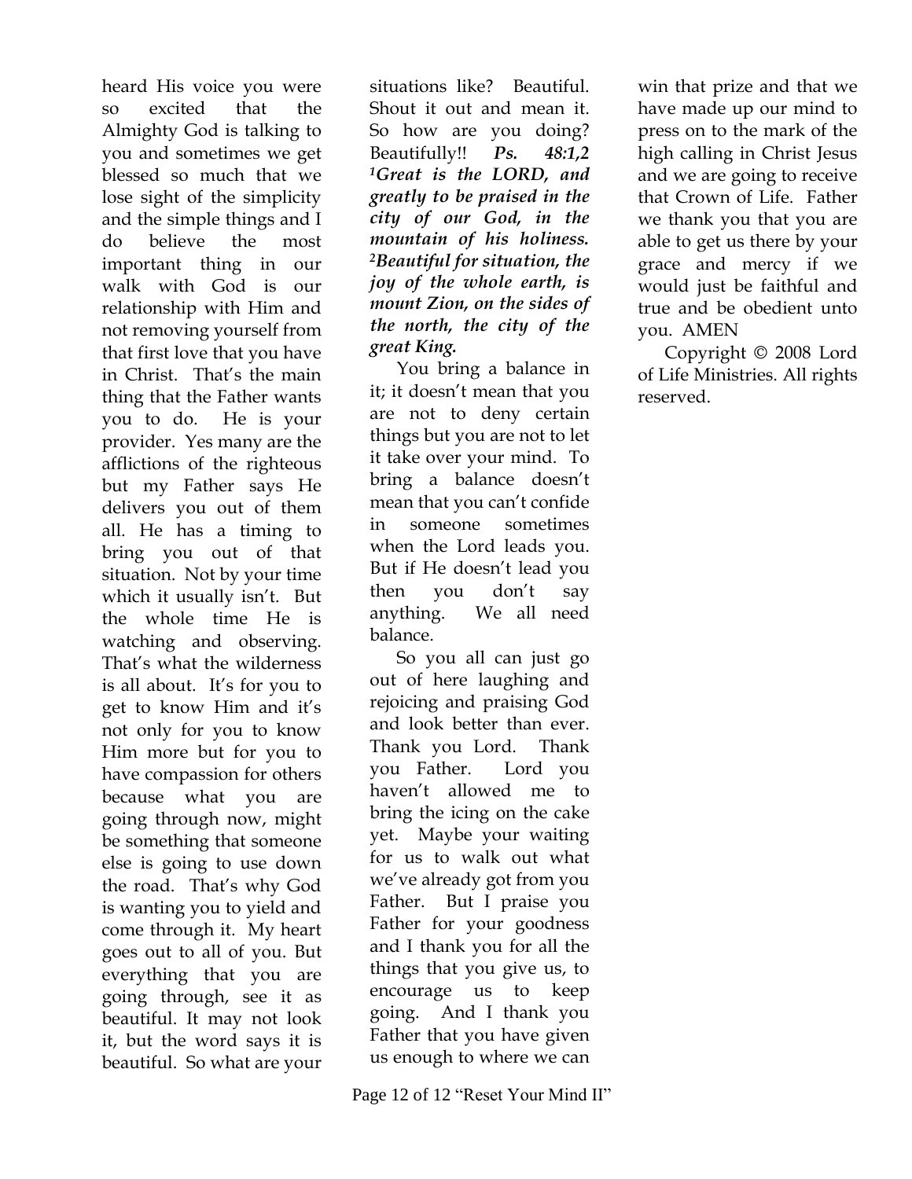heard His voice you were so excited that the Almighty God is talking to you and sometimes we get blessed so much that we lose sight of the simplicity and the simple things and I do believe the most important thing in our walk with God is our relationship with Him and not removing yourself from that first love that you have in Christ. That's the main thing that the Father wants you to do. He is your provider. Yes many are the afflictions of the righteous but my Father says He delivers you out of them all. He has a timing to bring you out of that situation. Not by your time which it usually isn't. But the whole time He is watching and observing. That's what the wilderness is all about. It's for you to get to know Him and it's not only for you to know Him more but for you to have compassion for others because what you are going through now, might be something that someone else is going to use down the road. That's why God is wanting you to yield and come through it. My heart goes out to all of you. But everything that you are going through, see it as beautiful. It may not look it, but the word says it is beautiful. So what are your situations like? Beautiful. Shout it out and mean it. So how are you doing? Beautifully!! ***Ps. 48:1,2*** ***[1]Great is the LORD, and greatly to be praised in the city of our God, in the mountain of his holiness. [2]Beautiful for situation, the joy of the whole earth, is mount Zion, on the sides of the north, the city of the great King.***

You bring a balance in it; it doesn't mean that you are not to deny certain things but you are not to let it take over your mind. To bring a balance doesn't mean that you can't confide in someone sometimes when the Lord leads you. But if He doesn't lead you then you don't say anything. We all need balance.

So you all can just go out of here laughing and rejoicing and praising God and look better than ever. Thank you Lord. Thank you Father. Lord you haven't allowed me to bring the icing on the cake yet. Maybe your waiting for us to walk out what we've already got from you Father. But I praise you Father for your goodness and I thank you for all the things that you give us, to encourage us to keep going. And I thank you Father that you have given us enough to where we can win that prize and that we have made up our mind to press on to the mark of the high calling in Christ Jesus and we are going to receive that Crown of Life. Father we thank you that you are able to get us there by your grace and mercy if we would just be faithful and true and be obedient unto you. AMEN

Copyright © 2008 Lord of Life Ministries. All rights reserved.